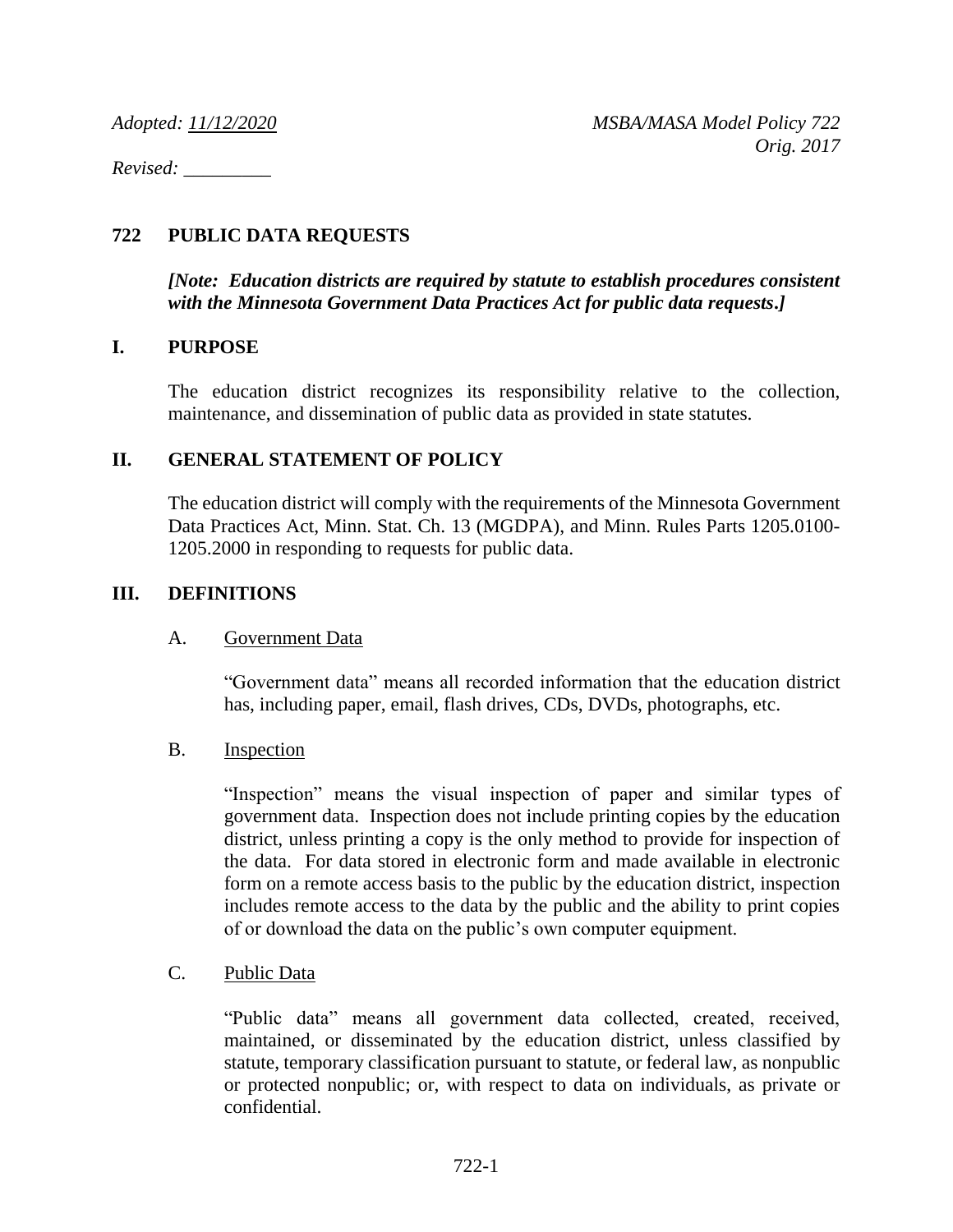*Adopted: 11/12/2020* *MSBA/MASA Model Policy 722*
*Orig. 2017*

*Revised: _________*

# 722 PUBLIC DATA REQUESTS

***[Note: Education districts are required by statute to establish procedures consistent with the Minnesota Government Data Practices Act for public data requests.]***

## I. PURPOSE

The education district recognizes its responsibility relative to the collection, maintenance, and dissemination of public data as provided in state statutes.

## II. GENERAL STATEMENT OF POLICY

The education district will comply with the requirements of the Minnesota Government Data Practices Act, Minn. Stat. Ch. 13 (MGDPA), and Minn. Rules Parts 1205.0100-1205.2000 in responding to requests for public data.

## III. DEFINITIONS

### A. Government Data

"Government data" means all recorded information that the education district has, including paper, email, flash drives, CDs, DVDs, photographs, etc.

### B. Inspection

"Inspection" means the visual inspection of paper and similar types of government data. Inspection does not include printing copies by the education district, unless printing a copy is the only method to provide for inspection of the data. For data stored in electronic form and made available in electronic form on a remote access basis to the public by the education district, inspection includes remote access to the data by the public and the ability to print copies of or download the data on the public's own computer equipment.

### C. Public Data

"Public data" means all government data collected, created, received, maintained, or disseminated by the education district, unless classified by statute, temporary classification pursuant to statute, or federal law, as nonpublic or protected nonpublic; or, with respect to data on individuals, as private or confidential.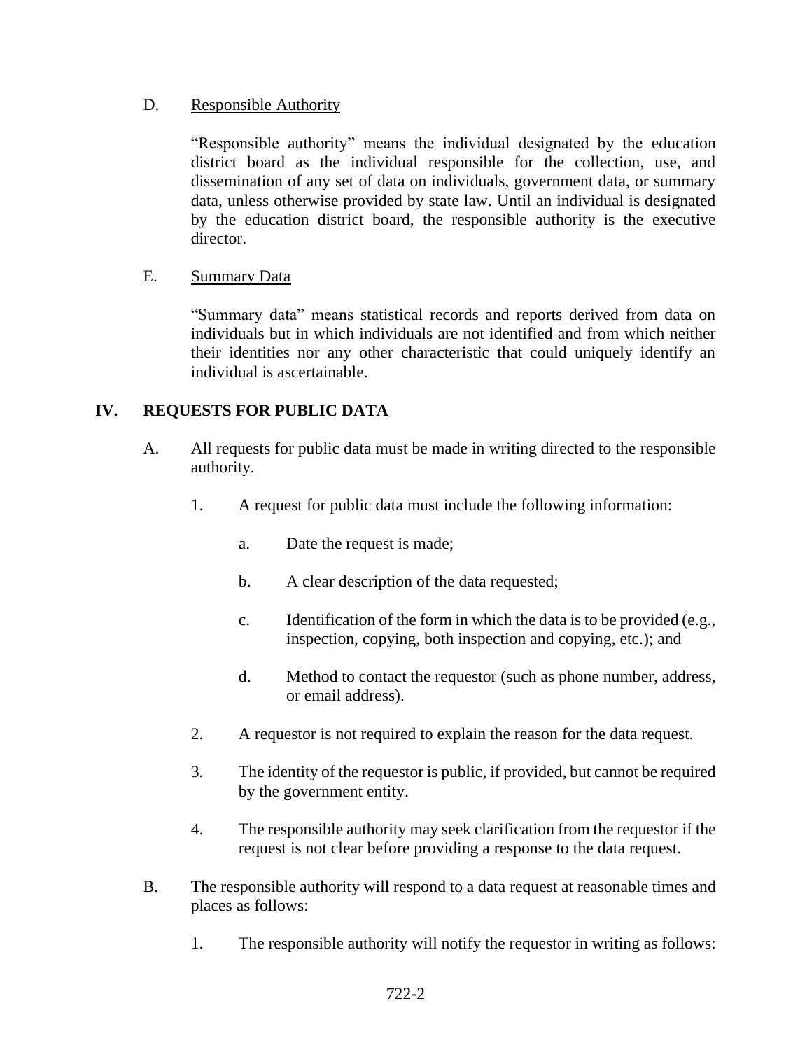D. Responsible Authority

"Responsible authority" means the individual designated by the education district board as the individual responsible for the collection, use, and dissemination of any set of data on individuals, government data, or summary data, unless otherwise provided by state law. Until an individual is designated by the education district board, the responsible authority is the executive director.

E. Summary Data

"Summary data" means statistical records and reports derived from data on individuals but in which individuals are not identified and from which neither their identities nor any other characteristic that could uniquely identify an individual is ascertainable.

## IV. REQUESTS FOR PUBLIC DATA

A. All requests for public data must be made in writing directed to the responsible authority.

1. A request for public data must include the following information:

   a. Date the request is made;

   b. A clear description of the data requested;

   c. Identification of the form in which the data is to be provided (e.g., inspection, copying, both inspection and copying, etc.); and

   d. Method to contact the requestor (such as phone number, address, or email address).

2. A requestor is not required to explain the reason for the data request.

3. The identity of the requestor is public, if provided, but cannot be required by the government entity.

4. The responsible authority may seek clarification from the requestor if the request is not clear before providing a response to the data request.

B. The responsible authority will respond to a data request at reasonable times and places as follows:

1. The responsible authority will notify the requestor in writing as follows: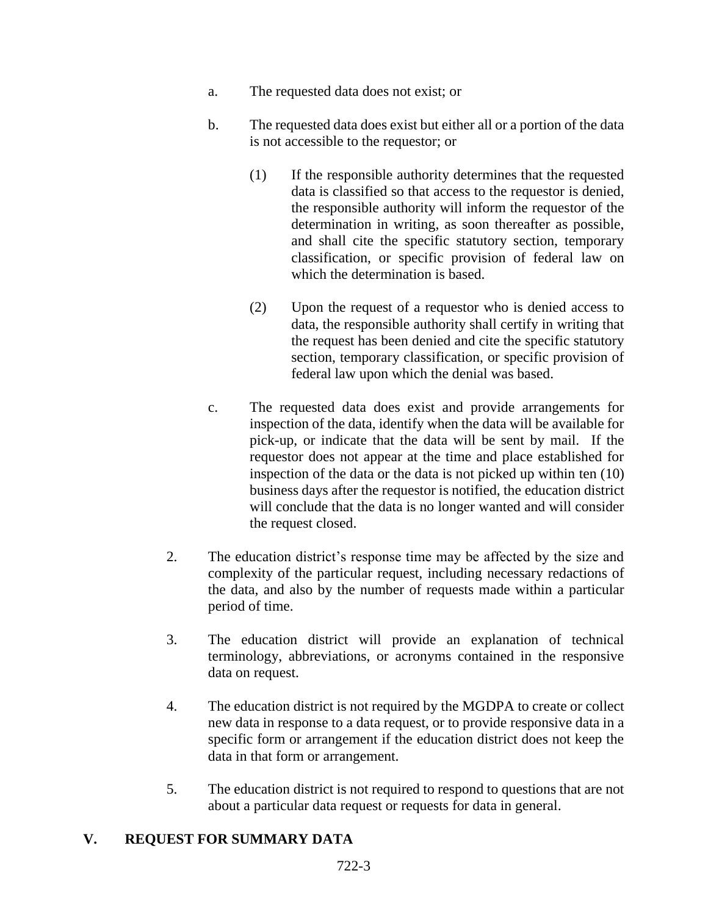a. The requested data does not exist; or

b. The requested data does exist but either all or a portion of the data is not accessible to the requestor; or

   (1) If the responsible authority determines that the requested data is classified so that access to the requestor is denied, the responsible authority will inform the requestor of the determination in writing, as soon thereafter as possible, and shall cite the specific statutory section, temporary classification, or specific provision of federal law on which the determination is based.

   (2) Upon the request of a requestor who is denied access to data, the responsible authority shall certify in writing that the request has been denied and cite the specific statutory section, temporary classification, or specific provision of federal law upon which the denial was based.

c. The requested data does exist and provide arrangements for inspection of the data, identify when the data will be available for pick-up, or indicate that the data will be sent by mail. If the requestor does not appear at the time and place established for inspection of the data or the data is not picked up within ten (10) business days after the requestor is notified, the education district will conclude that the data is no longer wanted and will consider the request closed.

2. The education district's response time may be affected by the size and complexity of the particular request, including necessary redactions of the data, and also by the number of requests made within a particular period of time.

3. The education district will provide an explanation of technical terminology, abbreviations, or acronyms contained in the responsive data on request.

4. The education district is not required by the MGDPA to create or collect new data in response to a data request, or to provide responsive data in a specific form or arrangement if the education district does not keep the data in that form or arrangement.

5. The education district is not required to respond to questions that are not about a particular data request or requests for data in general.

## V. REQUEST FOR SUMMARY DATA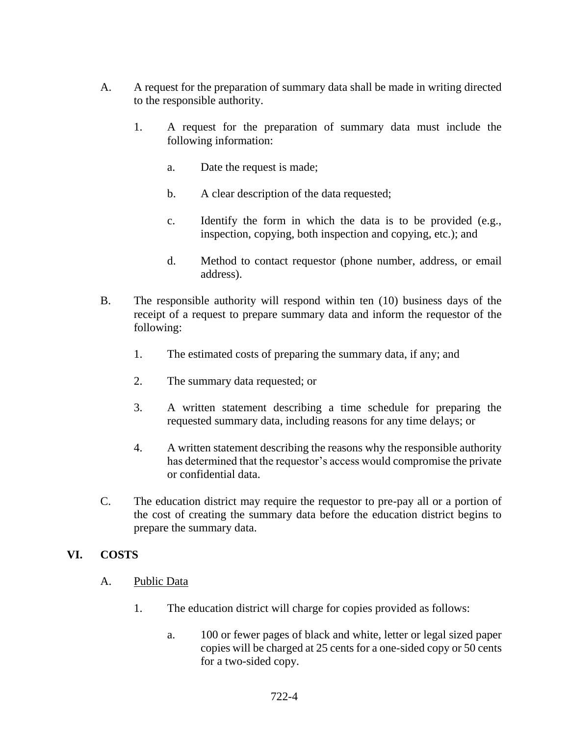A. A request for the preparation of summary data shall be made in writing directed to the responsible authority.

   1. A request for the preparation of summary data must include the following information:

      a. Date the request is made;

      b. A clear description of the data requested;

      c. Identify the form in which the data is to be provided (e.g., inspection, copying, both inspection and copying, etc.); and

      d. Method to contact requestor (phone number, address, or email address).

B. The responsible authority will respond within ten (10) business days of the receipt of a request to prepare summary data and inform the requestor of the following:

   1. The estimated costs of preparing the summary data, if any; and

   2. The summary data requested; or

   3. A written statement describing a time schedule for preparing the requested summary data, including reasons for any time delays; or

   4. A written statement describing the reasons why the responsible authority has determined that the requestor's access would compromise the private or confidential data.

C. The education district may require the requestor to pre-pay all or a portion of the cost of creating the summary data before the education district begins to prepare the summary data.

## VI. COSTS

A. Public Data

   1. The education district will charge for copies provided as follows:

      a. 100 or fewer pages of black and white, letter or legal sized paper copies will be charged at 25 cents for a one-sided copy or 50 cents for a two-sided copy.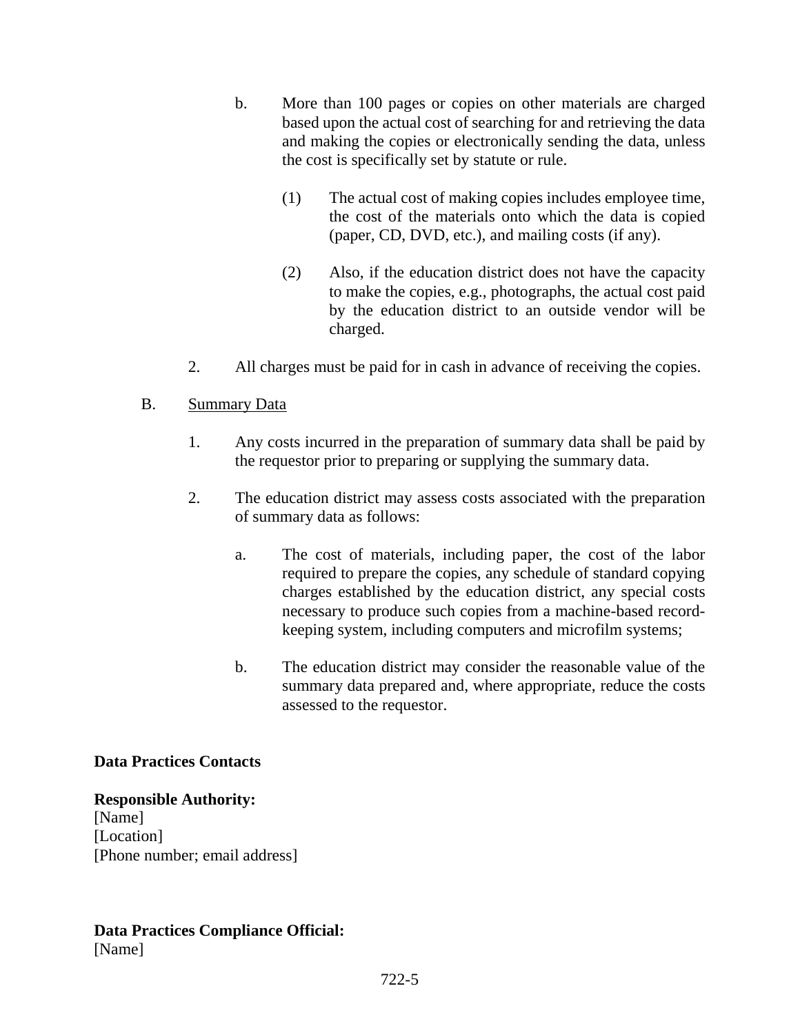b. More than 100 pages or copies on other materials are charged based upon the actual cost of searching for and retrieving the data and making the copies or electronically sending the data, unless the cost is specifically set by statute or rule.

   (1) The actual cost of making copies includes employee time, the cost of the materials onto which the data is copied (paper, CD, DVD, etc.), and mailing costs (if any).

   (2) Also, if the education district does not have the capacity to make the copies, e.g., photographs, the actual cost paid by the education district to an outside vendor will be charged.

2. All charges must be paid for in cash in advance of receiving the copies.

B. Summary Data

1. Any costs incurred in the preparation of summary data shall be paid by the requestor prior to preparing or supplying the summary data.

2. The education district may assess costs associated with the preparation of summary data as follows:

   a. The cost of materials, including paper, the cost of the labor required to prepare the copies, any schedule of standard copying charges established by the education district, any special costs necessary to produce such copies from a machine-based record-keeping system, including computers and microfilm systems;

   b. The education district may consider the reasonable value of the summary data prepared and, where appropriate, reduce the costs assessed to the requestor.

**Data Practices Contacts**

**Responsible Authority:**
[Name]
[Location]
[Phone number; email address]

**Data Practices Compliance Official:**
[Name]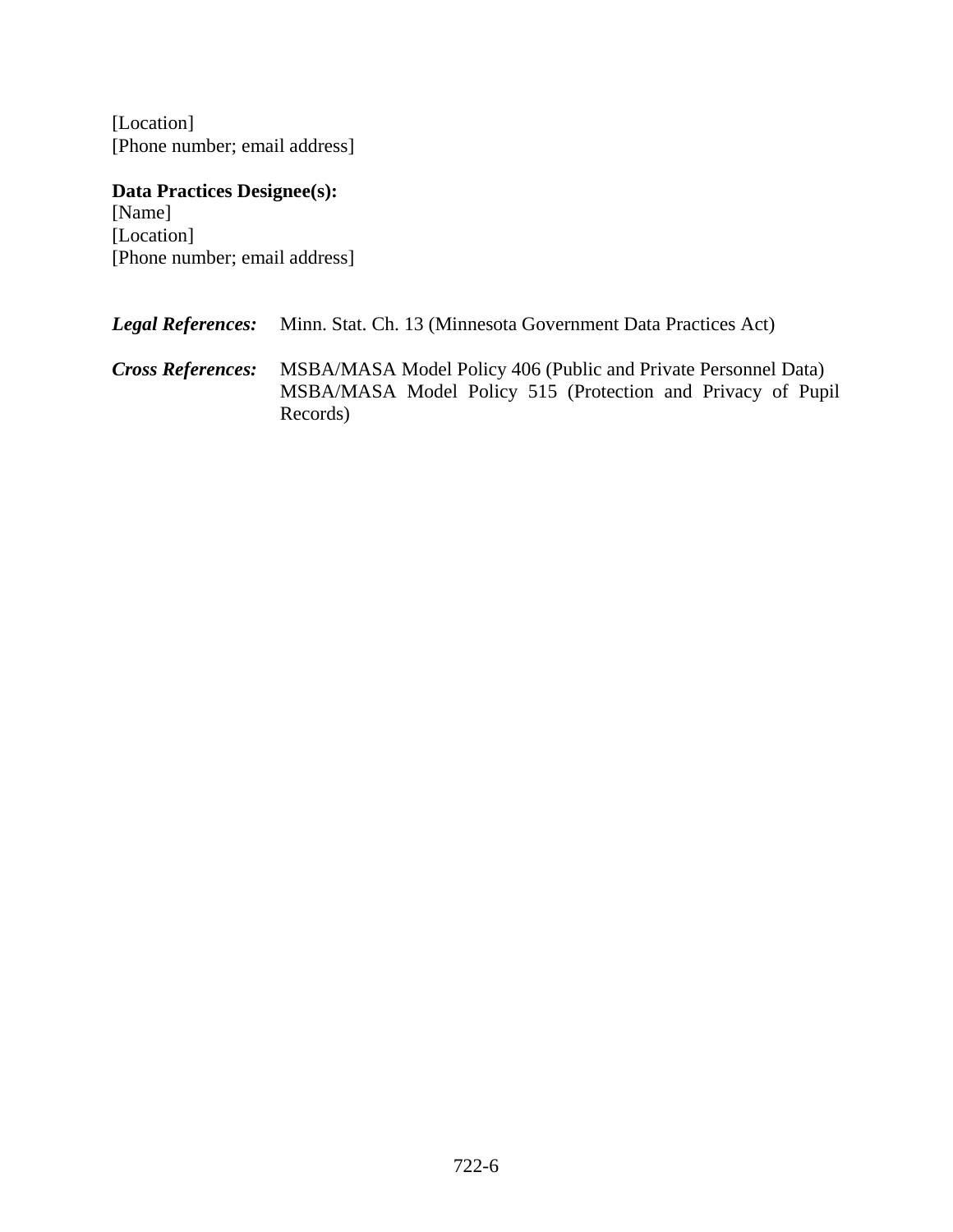[Location]
[Phone number; email address]

**Data Practices Designee(s):**
[Name]
[Location]
[Phone number; email address]

***Legal References:*** Minn. Stat. Ch. 13 (Minnesota Government Data Practices Act)

***Cross References:*** MSBA/MASA Model Policy 406 (Public and Private Personnel Data)
MSBA/MASA Model Policy 515 (Protection and Privacy of Pupil Records)